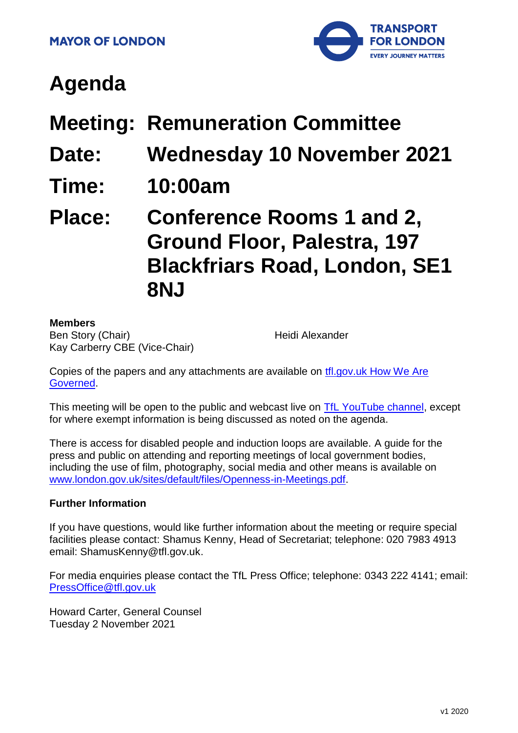MAYOR OF LONDON

TRANSPORT FOR LONDON
EVERY JOURNEY MATTERS

# Agenda

## Meeting: Remuneration Committee

## Date: Wednesday 10 November 2021

## Time: 10:00am

## Place: Conference Rooms 1 and 2, Ground Floor, Palestra, 197 Blackfriars Road, London, SE1 8NJ

**Members**

Ben Story (Chair)
Kay Carberry CBE (Vice-Chair)
Heidi Alexander

Copies of the papers and any attachments are available on [tfl.gov.uk How We Are Governed](tfl.gov.uk How We Are Governed).

This meeting will be open to the public and webcast live on [TfL YouTube channel](TfL YouTube channel), except for where exempt information is being discussed as noted on the agenda.

There is access for disabled people and induction loops are available. A guide for the press and public on attending and reporting meetings of local government bodies, including the use of film, photography, social media and other means is available on [www.london.gov.uk/sites/default/files/Openness-in-Meetings.pdf](www.london.gov.uk/sites/default/files/Openness-in-Meetings.pdf).

**Further Information**

If you have questions, would like further information about the meeting or require special facilities please contact: Shamus Kenny, Head of Secretariat; telephone: 020 7983 4913 email: ShamusKenny@tfl.gov.uk.

For media enquiries please contact the TfL Press Office; telephone: 0343 222 4141; email: [PressOffice@tfl.gov.uk](mailto:PressOffice@tfl.gov.uk)

Howard Carter, General Counsel
Tuesday 2 November 2021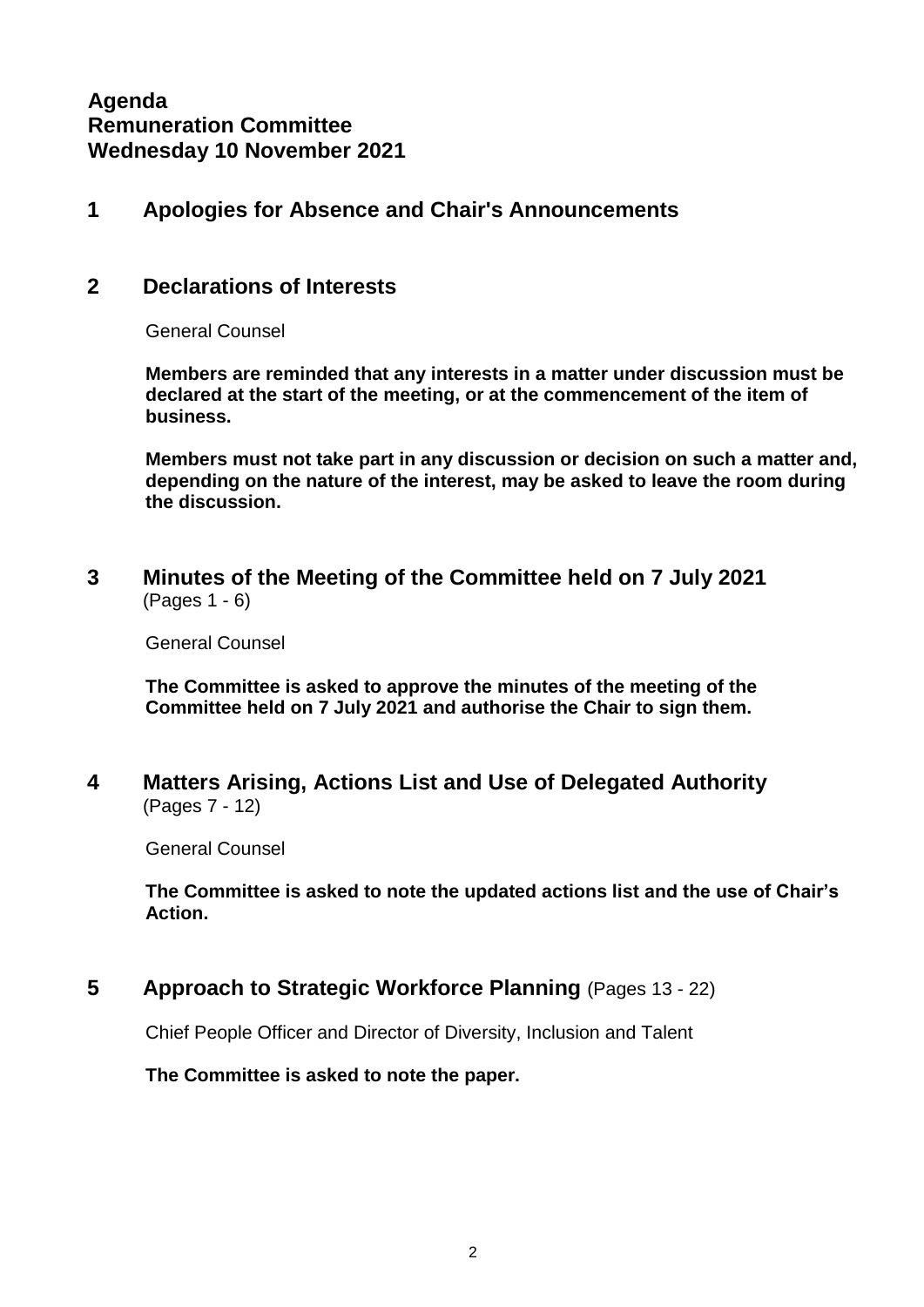**Agenda**
**Remuneration Committee**
**Wednesday 10 November 2021**

## 1 Apologies for Absence and Chair's Announcements

## 2 Declarations of Interests

General Counsel

**Members are reminded that any interests in a matter under discussion must be declared at the start of the meeting, or at the commencement of the item of business.**

**Members must not take part in any discussion or decision on such a matter and, depending on the nature of the interest, may be asked to leave the room during the discussion.**

## 3 Minutes of the Meeting of the Committee held on 7 July 2021
(Pages 1 - 6)

General Counsel

**The Committee is asked to approve the minutes of the meeting of the Committee held on 7 July 2021 and authorise the Chair to sign them.**

## 4 Matters Arising, Actions List and Use of Delegated Authority
(Pages 7 - 12)

General Counsel

**The Committee is asked to note the updated actions list and the use of Chair's Action.**

## 5 Approach to Strategic Workforce Planning (Pages 13 - 22)

Chief People Officer and Director of Diversity, Inclusion and Talent

**The Committee is asked to note the paper.**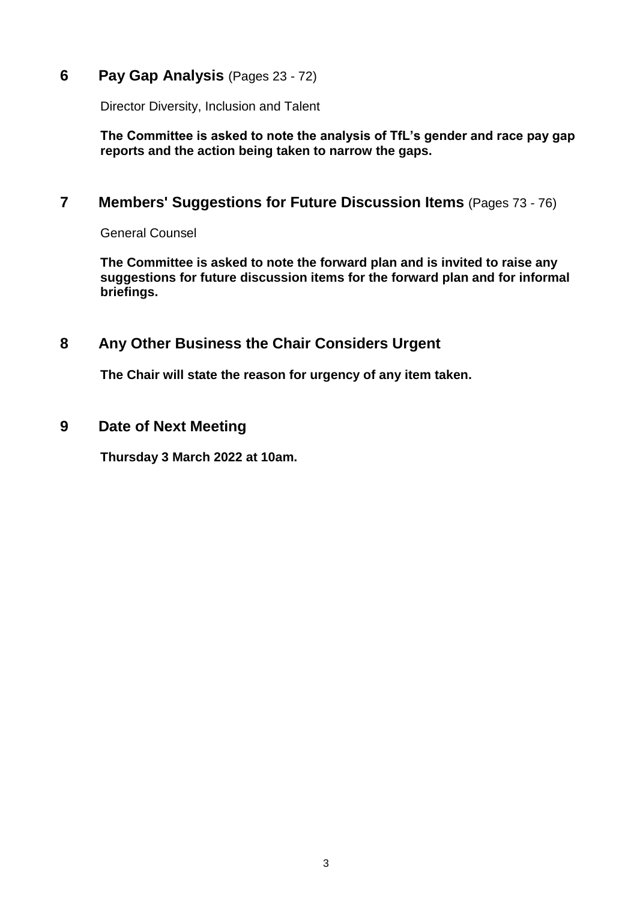## 6 Pay Gap Analysis (Pages 23 - 72)

Director Diversity, Inclusion and Talent

**The Committee is asked to note the analysis of TfL's gender and race pay gap reports and the action being taken to narrow the gaps.**

## 7 Members' Suggestions for Future Discussion Items (Pages 73 - 76)

General Counsel

**The Committee is asked to note the forward plan and is invited to raise any suggestions for future discussion items for the forward plan and for informal briefings.**

## 8 Any Other Business the Chair Considers Urgent

**The Chair will state the reason for urgency of any item taken.**

## 9 Date of Next Meeting

**Thursday 3 March 2022 at 10am.**